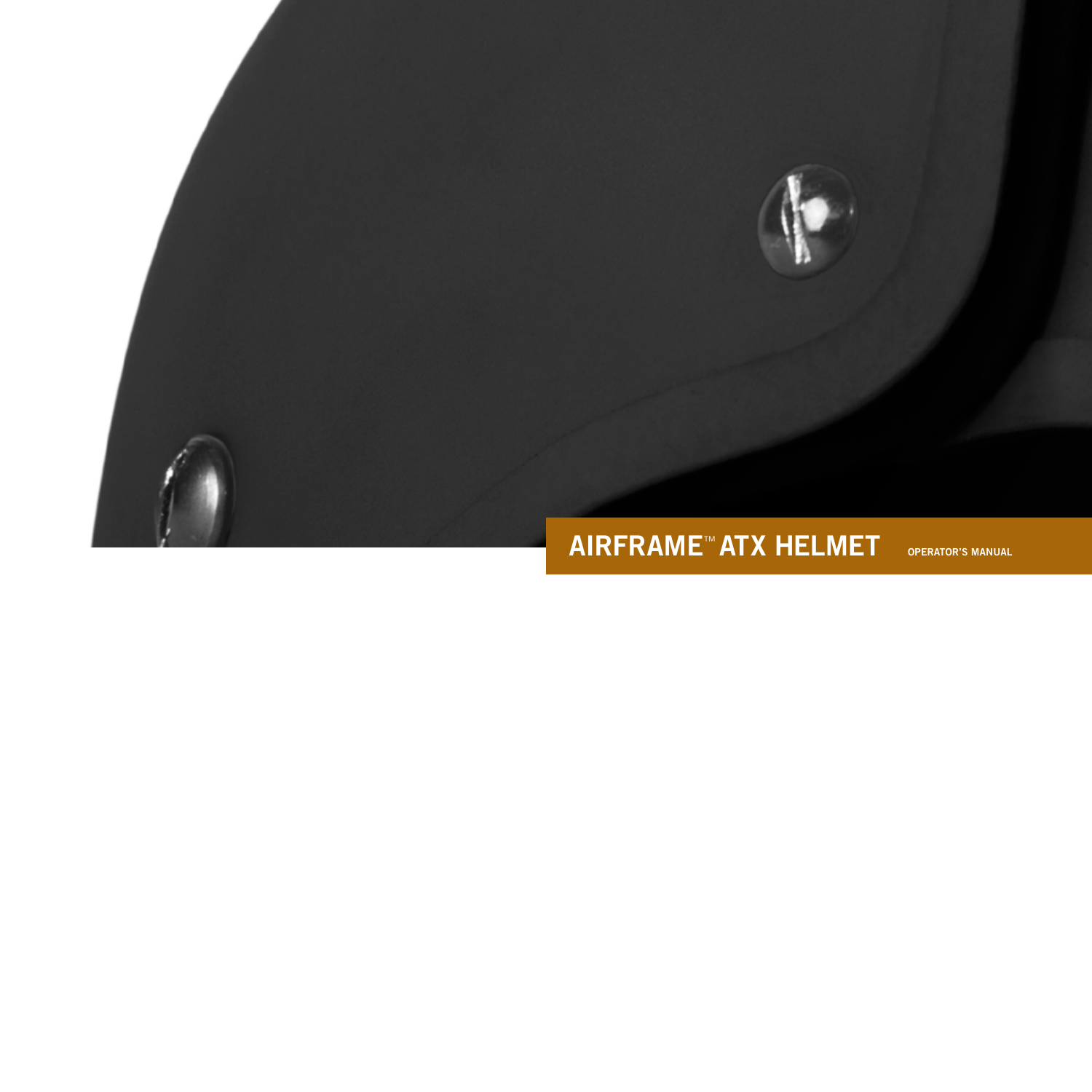# AIRFRAME™ ATX HELMET

OPERATOR'S MANUAL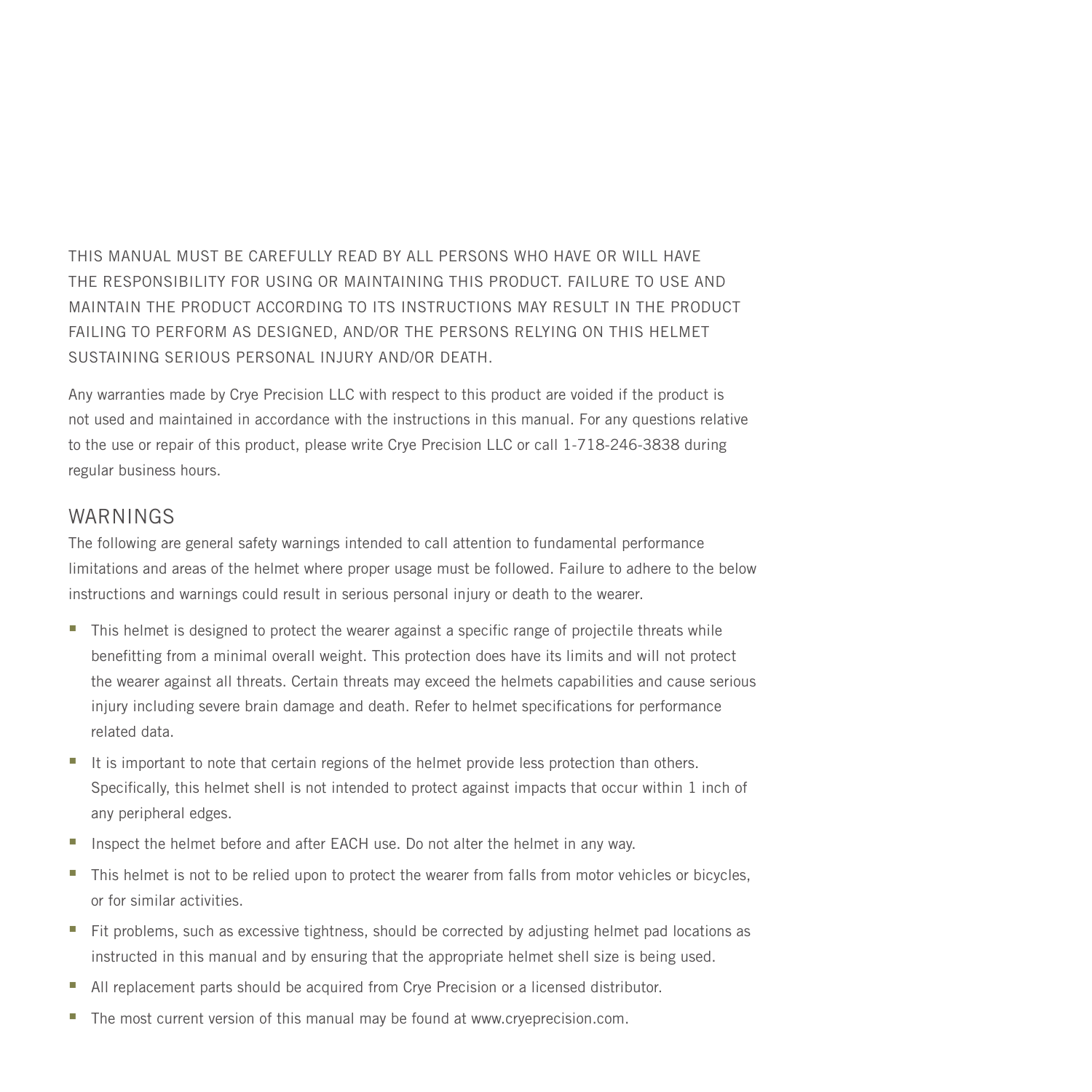THIS MANUAL MUST BE CAREFULLY READ BY ALL PERSONS WHO HAVE OR WILL HAVE THE RESPONSIBILITY FOR USING OR MAINTAINING THIS PRODUCT. FAILURE TO USE AND MAINTAIN THE PRODUCT ACCORDING TO ITS INSTRUCTIONS MAY RESULT IN THE PRODUCT FAILING TO PERFORM AS DESIGNED, AND/OR THE PERSONS RELYING ON THIS HELMET SUSTAINING SERIOUS PERSONAL INJURY AND/OR DEATH.

Any warranties made by Crye Precision LLC with respect to this product are voided if the product is not used and maintained in accordance with the instructions in this manual. For any questions relative to the use or repair of this product, please write Crye Precision LLC or call 1-718-246-3838 during regular business hours.

## WARNINGS

The following are general safety warnings intended to call attention to fundamental performance limitations and areas of the helmet where proper usage must be followed. Failure to adhere to the below instructions and warnings could result in serious personal injury or death to the wearer.

- This helmet is designed to protect the wearer against a specific range of projectile threats while benefitting from a minimal overall weight. This protection does have its limits and will not protect the wearer against all threats. Certain threats may exceed the helmets capabilities and cause serious injury including severe brain damage and death. Refer to helmet specifications for performance related data.
- It is important to note that certain regions of the helmet provide less protection than others. Specifically, this helmet shell is not intended to protect against impacts that occur within 1 inch of any peripheral edges.
- Inspect the helmet before and after EACH use. Do not alter the helmet in any way.
- This helmet is not to be relied upon to protect the wearer from falls from motor vehicles or bicycles, or for similar activities.
- Fit problems, such as excessive tightness, should be corrected by adjusting helmet pad locations as instructed in this manual and by ensuring that the appropriate helmet shell size is being used.
- All replacement parts should be acquired from Crye Precision or a licensed distributor.
- The most current version of this manual may be found at www.cryeprecision.com.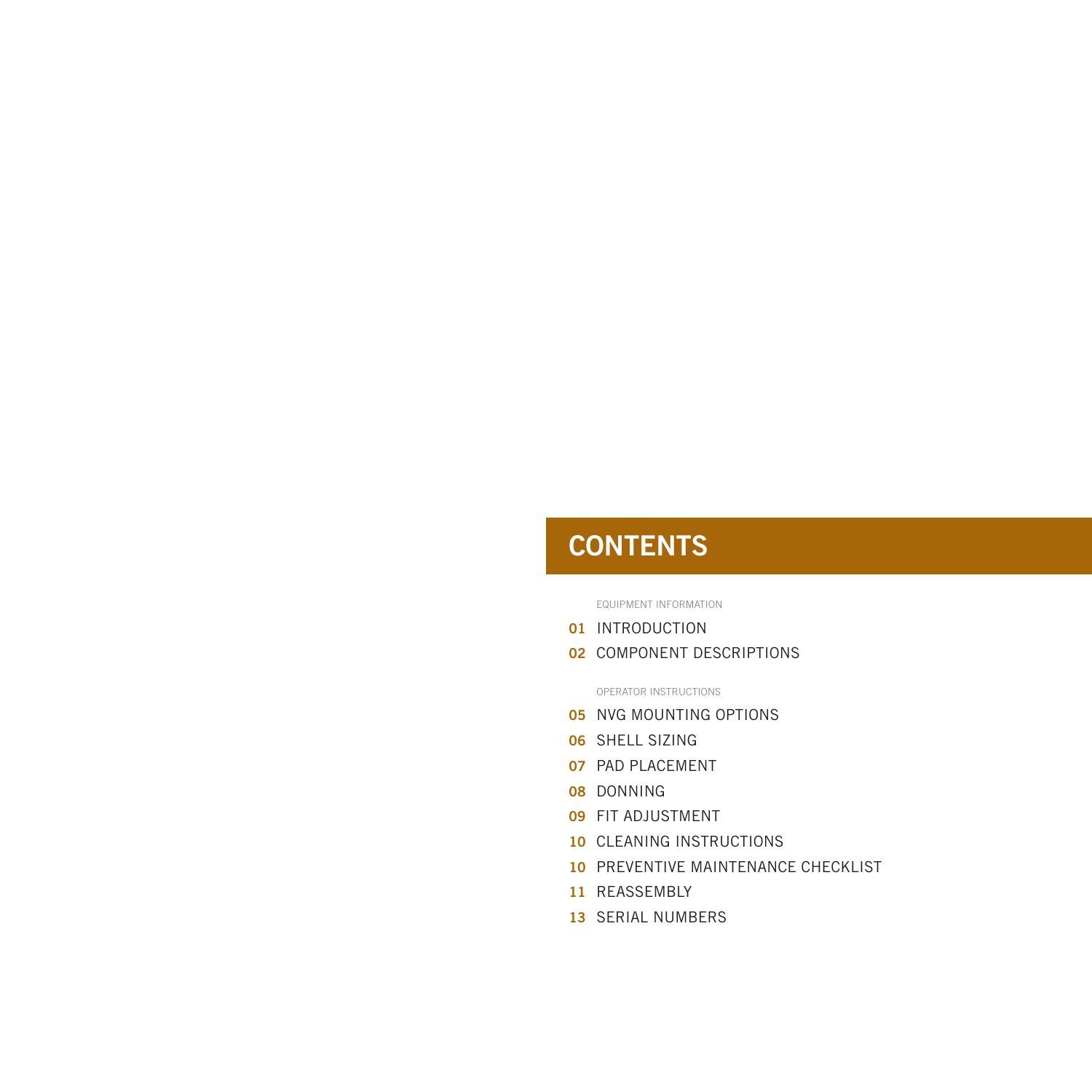# CONTENTS

EQUIPMENT INFORMATION

**01** INTRODUCTION

**02** COMPONENT DESCRIPTIONS

OPERATOR INSTRUCTIONS

**05** NVG MOUNTING OPTIONS

**06** SHELL SIZING

**07** PAD PLACEMENT

**08** DONNING

**09** FIT ADJUSTMENT

**10** CLEANING INSTRUCTIONS

**10** PREVENTIVE MAINTENANCE CHECKLIST

**11** REASSEMBLY

**13** SERIAL NUMBERS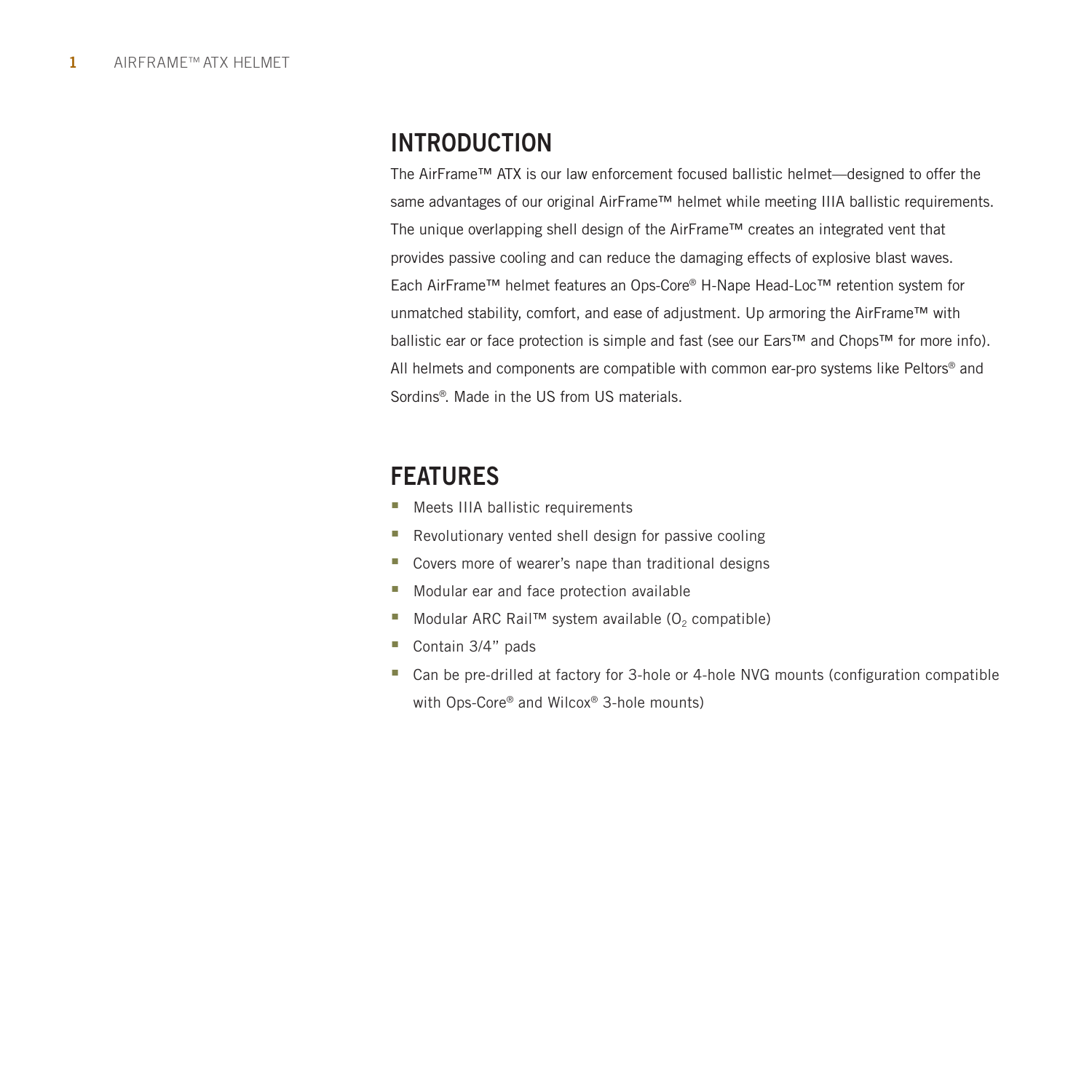## INTRODUCTION

The AirFrame™ ATX is our law enforcement focused ballistic helmet—designed to offer the same advantages of our original AirFrame™ helmet while meeting IIIA ballistic requirements. The unique overlapping shell design of the AirFrame™ creates an integrated vent that provides passive cooling and can reduce the damaging effects of explosive blast waves. Each AirFrame™ helmet features an Ops-Core® H-Nape Head-Loc™ retention system for unmatched stability, comfort, and ease of adjustment. Up armoring the AirFrame™ with ballistic ear or face protection is simple and fast (see our Ears™ and Chops™ for more info). All helmets and components are compatible with common ear-pro systems like Peltors® and Sordins®. Made in the US from US materials.

## FEATURES

- Meets IIIA ballistic requirements
- Revolutionary vented shell design for passive cooling
- Covers more of wearer's nape than traditional designs
- Modular ear and face protection available
- Modular ARC Rail™ system available ($O_2$ compatible)
- Contain 3/4" pads
- Can be pre-drilled at factory for 3-hole or 4-hole NVG mounts (configuration compatible with Ops-Core® and Wilcox® 3-hole mounts)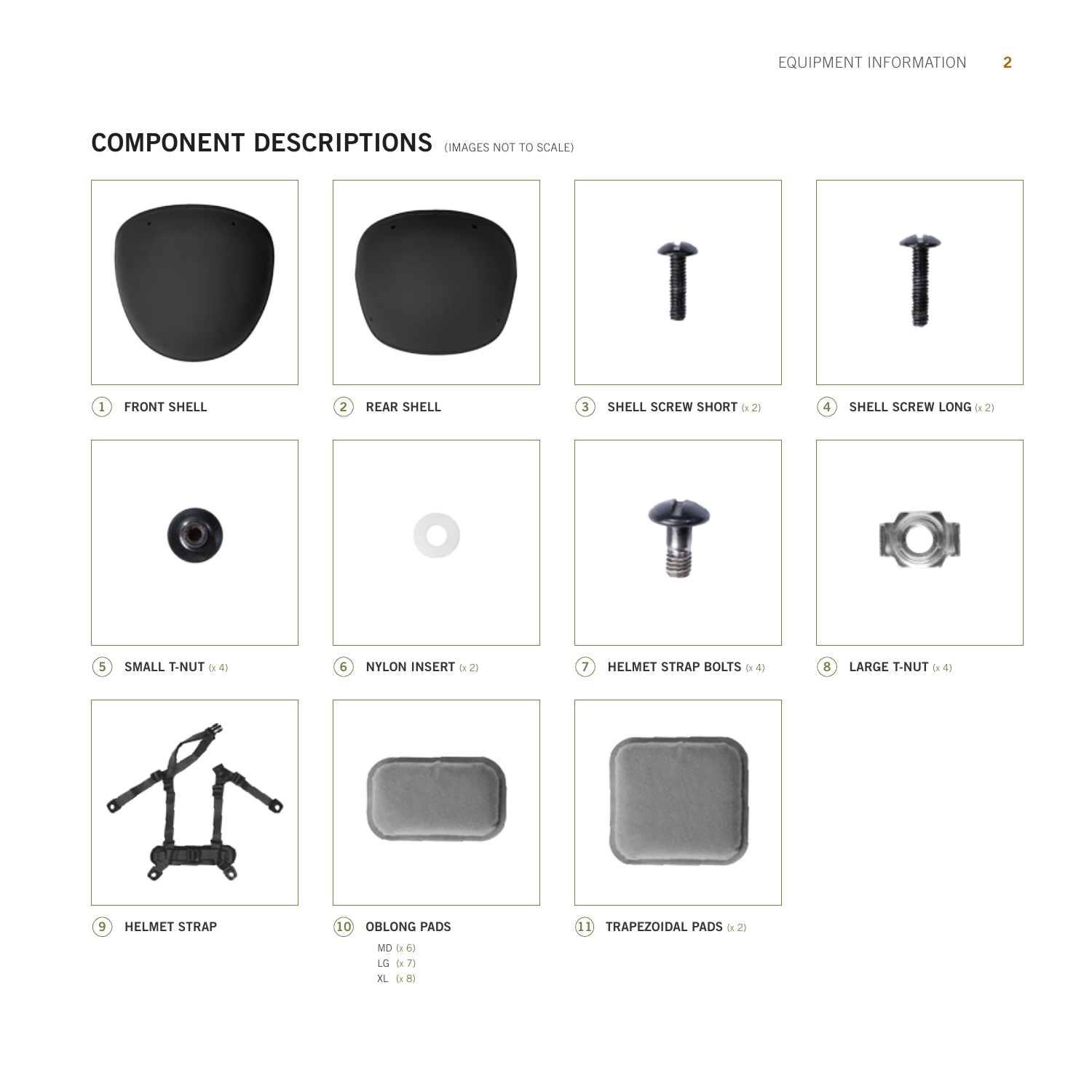## COMPONENT DESCRIPTIONS (IMAGES NOT TO SCALE)

1. **FRONT SHELL**
2. **REAR SHELL**
3. **SHELL SCREW SHORT** (x 2)
4. **SHELL SCREW LONG** (x 2)
5. **SMALL T-NUT** (x 4)
6. **NYLON INSERT** (x 2)
7. **HELMET STRAP BOLTS** (x 4)
8. **LARGE T-NUT** (x 4)
9. **HELMET STRAP**
10. **OBLONG PADS**
    - MD (x 6)
    - LG (x 7)
    - XL (x 8)
11. **TRAPEZOIDAL PADS** (x 2)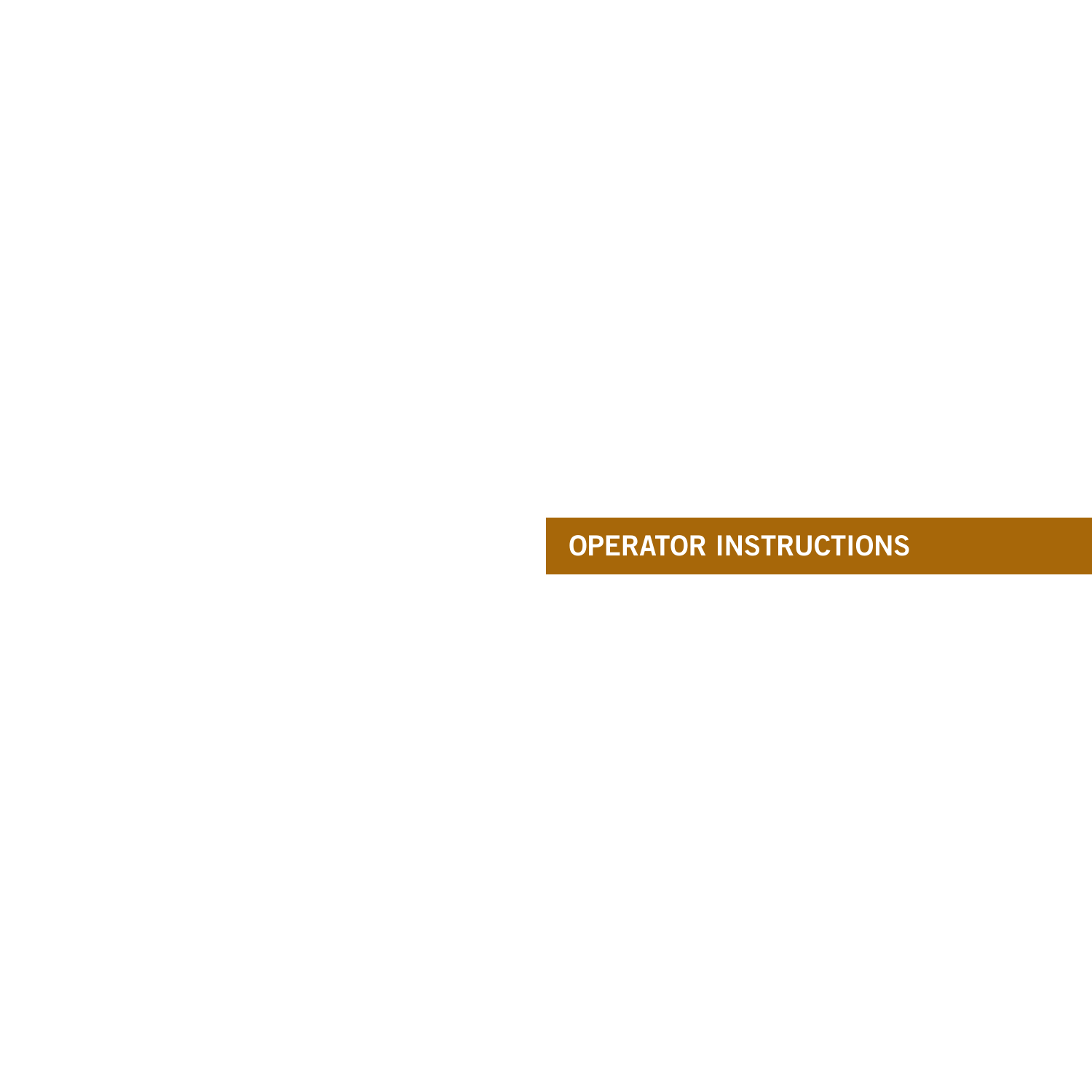# OPERATOR INSTRUCTIONS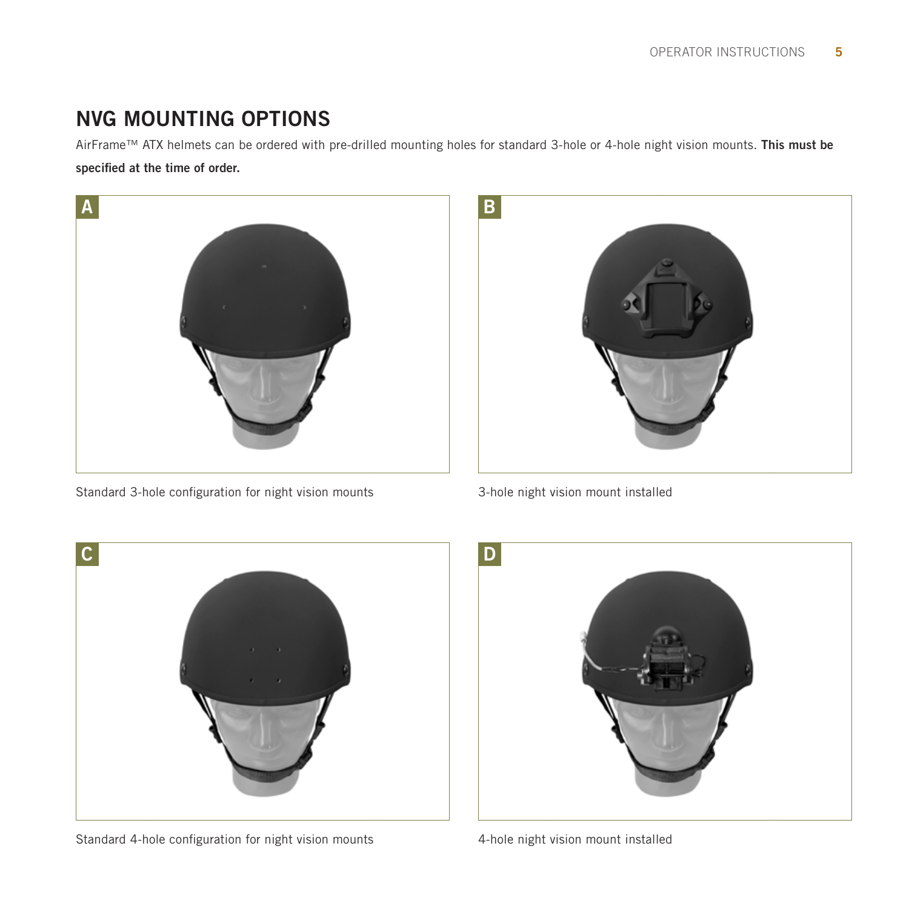## NVG MOUNTING OPTIONS

AirFrame™ ATX helmets can be ordered with pre-drilled mounting holes for standard 3-hole or 4-hole night vision mounts. **This must be specified at the time of order.**

**A**

Standard 3-hole configuration for night vision mounts

**B**

3-hole night vision mount installed

**C**

Standard 4-hole configuration for night vision mounts

**D**

4-hole night vision mount installed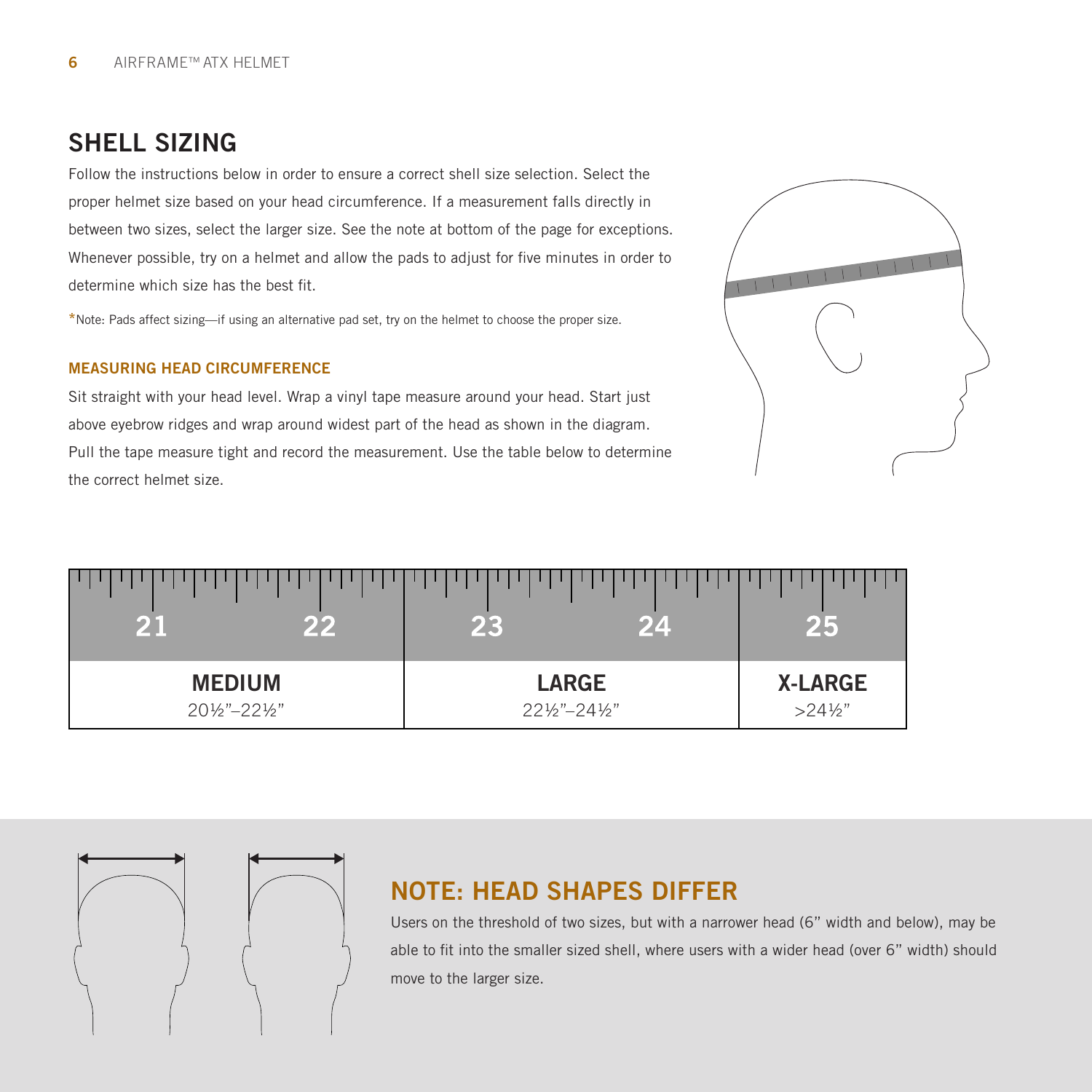## SHELL SIZING

Follow the instructions below in order to ensure a correct shell size selection. Select the proper helmet size based on your head circumference. If a measurement falls directly in between two sizes, select the larger size. See the note at bottom of the page for exceptions. Whenever possible, try on a helmet and allow the pads to adjust for five minutes in order to determine which size has the best fit.

*Note: Pads affect sizing—if using an alternative pad set, try on the helmet to choose the proper size.

### MEASURING HEAD CIRCUMFERENCE

Sit straight with your head level. Wrap a vinyl tape measure around your head. Start just above eyebrow ridges and wrap around widest part of the head as shown in the diagram. Pull the tape measure tight and record the measurement. Use the table below to determine the correct helmet size.

| MEDIUM | LARGE | X-LARGE |
|---|---|---|
| 20½"–22½" | 22½"–24½" | >24½" |

## NOTE: HEAD SHAPES DIFFER

Users on the threshold of two sizes, but with a narrower head (6" width and below), may be able to fit into the smaller sized shell, where users with a wider head (over 6" width) should move to the larger size.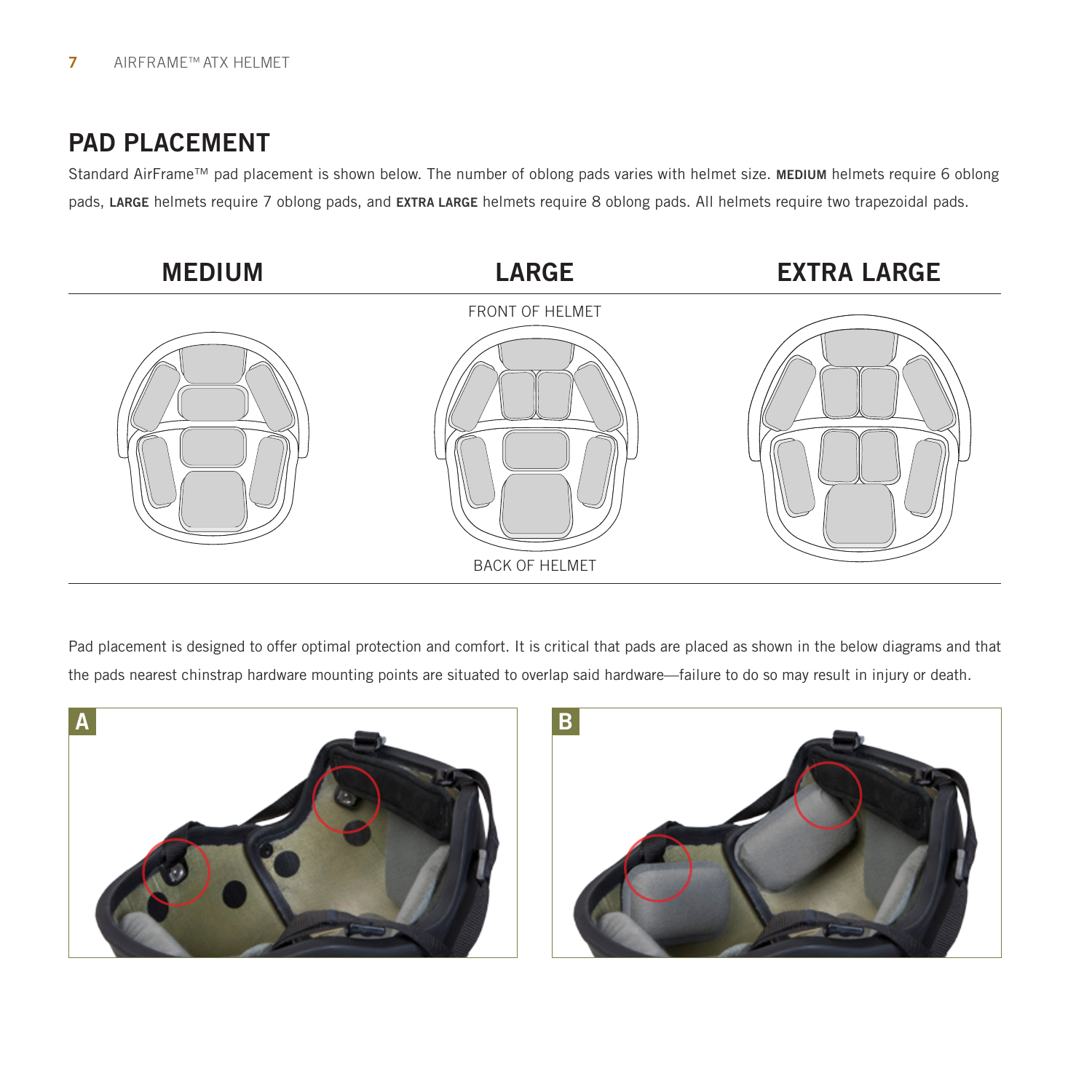## PAD PLACEMENT

Standard AirFrame™ pad placement is shown below. The number of oblong pads varies with helmet size. **MEDIUM** helmets require 6 oblong pads, **LARGE** helmets require 7 oblong pads, and **EXTRA LARGE** helmets require 8 oblong pads. All helmets require two trapezoidal pads.

| MEDIUM | LARGE | EXTRA LARGE |
| --- | --- | --- |

FRONT OF HELMET

BACK OF HELMET

Pad placement is designed to offer optimal protection and comfort. It is critical that pads are placed as shown in the below diagrams and that the pads nearest chinstrap hardware mounting points are situated to overlap said hardware—failure to do so may result in injury or death.

A

B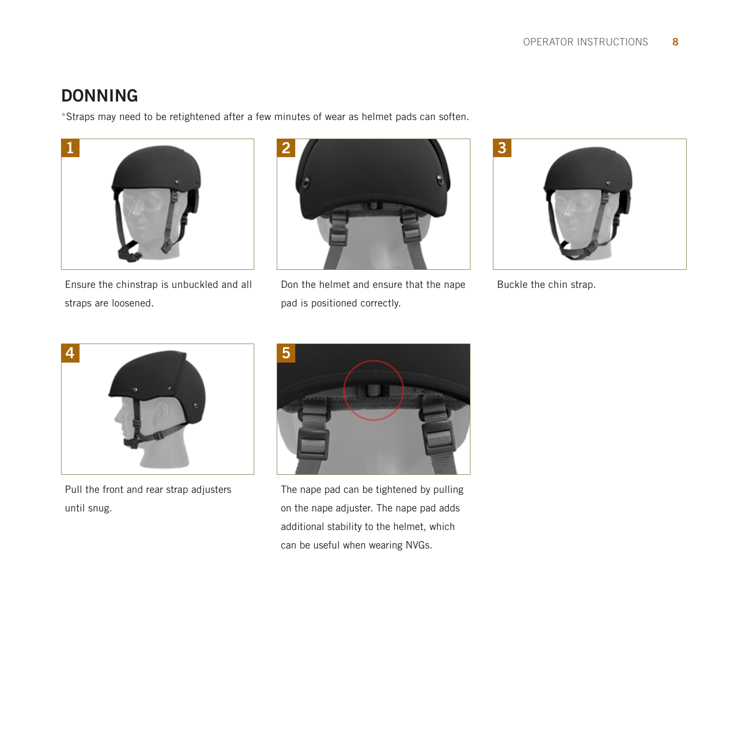## DONNING

*Straps may need to be retightened after a few minutes of wear as helmet pads can soften.

1. Ensure the chinstrap is unbuckled and all straps are loosened.

2. Don the helmet and ensure that the nape pad is positioned correctly.

3. Buckle the chin strap.

4. Pull the front and rear strap adjusters until snug.

5. The nape pad can be tightened by pulling on the nape adjuster. The nape pad adds additional stability to the helmet, which can be useful when wearing NVGs.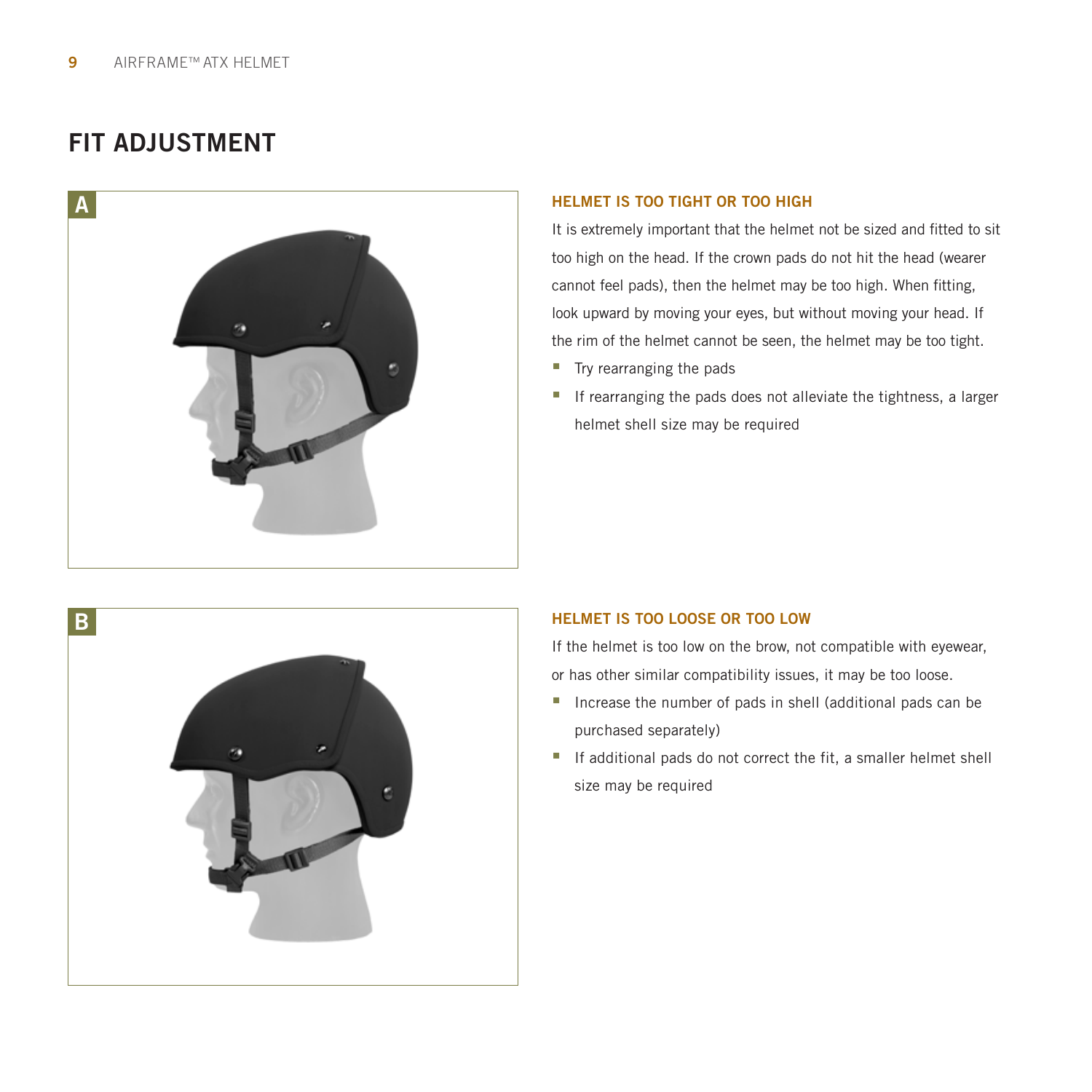# FIT ADJUSTMENT

A

### HELMET IS TOO TIGHT OR TOO HIGH

It is extremely important that the helmet not be sized and fitted to sit too high on the head. If the crown pads do not hit the head (wearer cannot feel pads), then the helmet may be too high. When fitting, look upward by moving your eyes, but without moving your head. If the rim of the helmet cannot be seen, the helmet may be too tight.

- Try rearranging the pads
- If rearranging the pads does not alleviate the tightness, a larger helmet shell size may be required

B

### HELMET IS TOO LOOSE OR TOO LOW

If the helmet is too low on the brow, not compatible with eyewear, or has other similar compatibility issues, it may be too loose.

- Increase the number of pads in shell (additional pads can be purchased separately)
- If additional pads do not correct the fit, a smaller helmet shell size may be required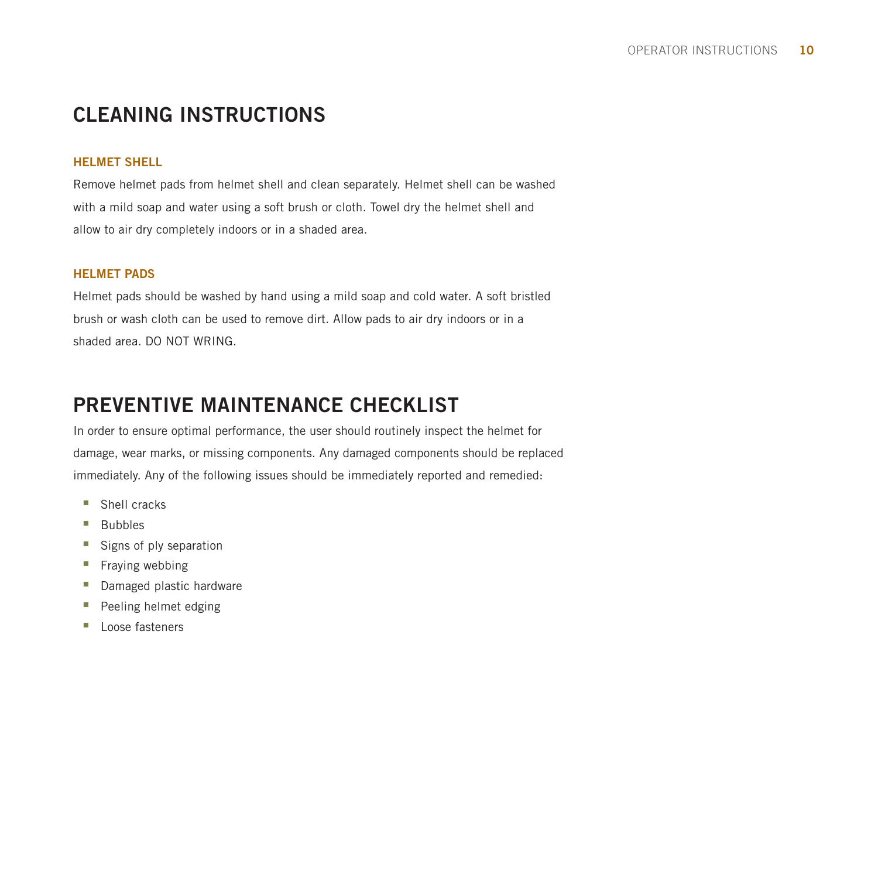# CLEANING INSTRUCTIONS

### HELMET SHELL

Remove helmet pads from helmet shell and clean separately. Helmet shell can be washed with a mild soap and water using a soft brush or cloth. Towel dry the helmet shell and allow to air dry completely indoors or in a shaded area.

### HELMET PADS

Helmet pads should be washed by hand using a mild soap and cold water. A soft bristled brush or wash cloth can be used to remove dirt. Allow pads to air dry indoors or in a shaded area. DO NOT WRING.

# PREVENTIVE MAINTENANCE CHECKLIST

In order to ensure optimal performance, the user should routinely inspect the helmet for damage, wear marks, or missing components. Any damaged components should be replaced immediately. Any of the following issues should be immediately reported and remedied:

- Shell cracks
- Bubbles
- Signs of ply separation
- Fraying webbing
- Damaged plastic hardware
- Peeling helmet edging
- Loose fasteners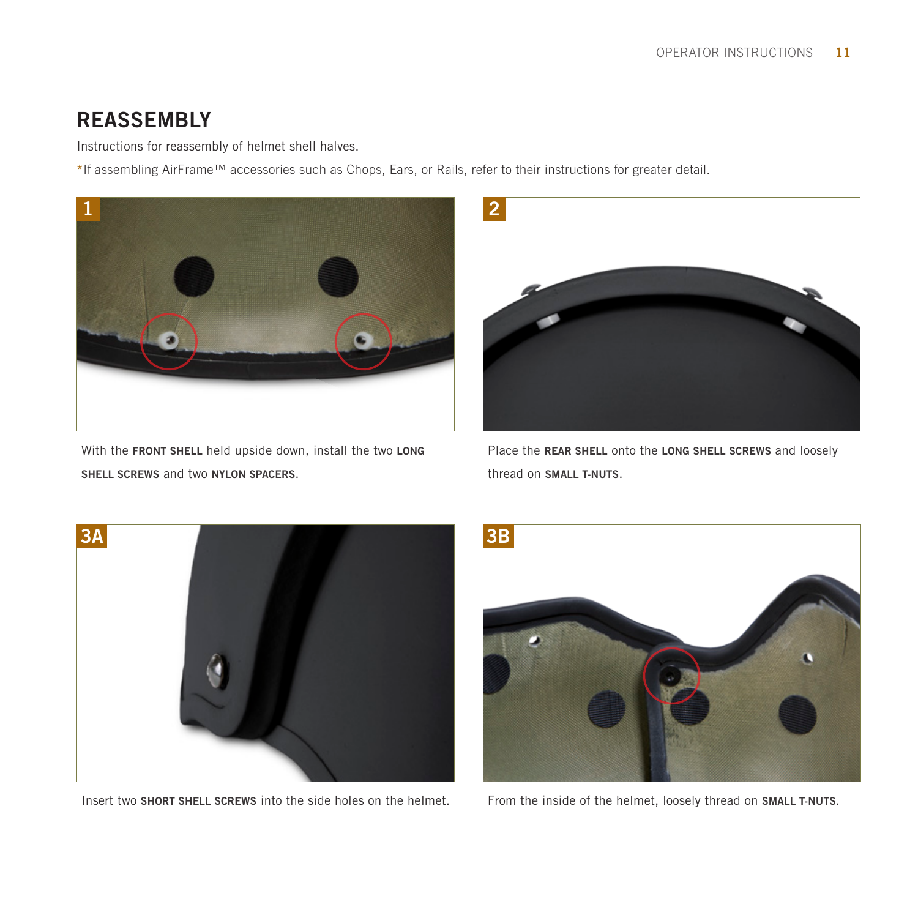# REASSEMBLY

Instructions for reassembly of helmet shell halves.

*If assembling AirFrame™ accessories such as Chops, Ears, or Rails, refer to their instructions for greater detail.

**1**

With the **FRONT SHELL** held upside down, install the two **LONG SHELL SCREWS** and two **NYLON SPACERS**.

**2**

Place the **REAR SHELL** onto the **LONG SHELL SCREWS** and loosely thread on **SMALL T-NUTS**.

**3A**

Insert two **SHORT SHELL SCREWS** into the side holes on the helmet.

**3B**

From the inside of the helmet, loosely thread on **SMALL T-NUTS**.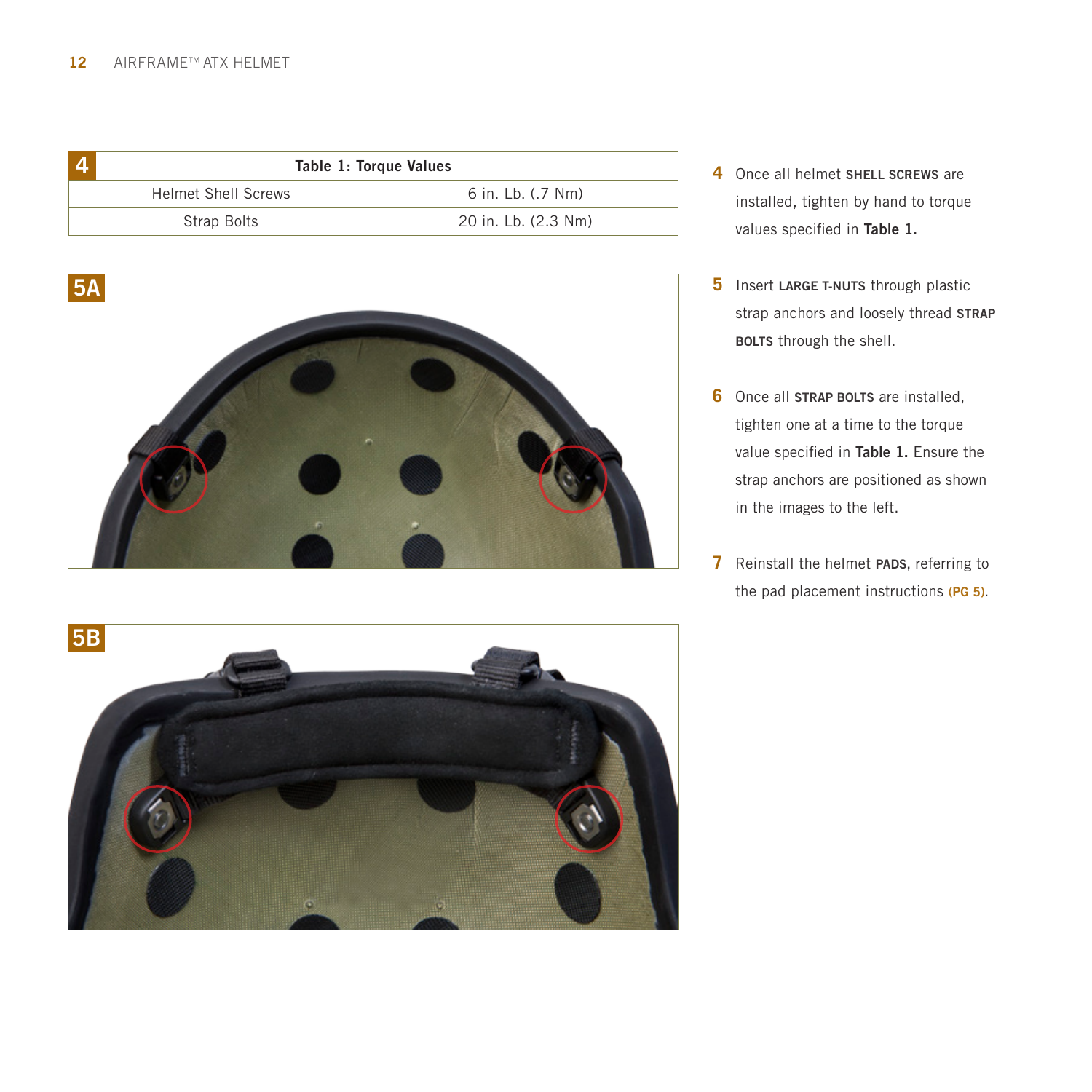**4**

| Table 1: Torque Values | |
|---|---|
| Helmet Shell Screws | 6 in. Lb. (.7 Nm) |
| Strap Bolts | 20 in. Lb. (2.3 Nm) |

**5A**

**5B**

**4** Once all helmet **SHELL SCREWS** are installed, tighten by hand to torque values specified in **Table 1.**

**5** Insert **LARGE T-NUTS** through plastic strap anchors and loosely thread **STRAP BOLTS** through the shell.

**6** Once all **STRAP BOLTS** are installed, tighten one at a time to the torque value specified in **Table 1.** Ensure the strap anchors are positioned as shown in the images to the left.

**7** Reinstall the helmet **PADS**, referring to the pad placement instructions **(PG 5)**.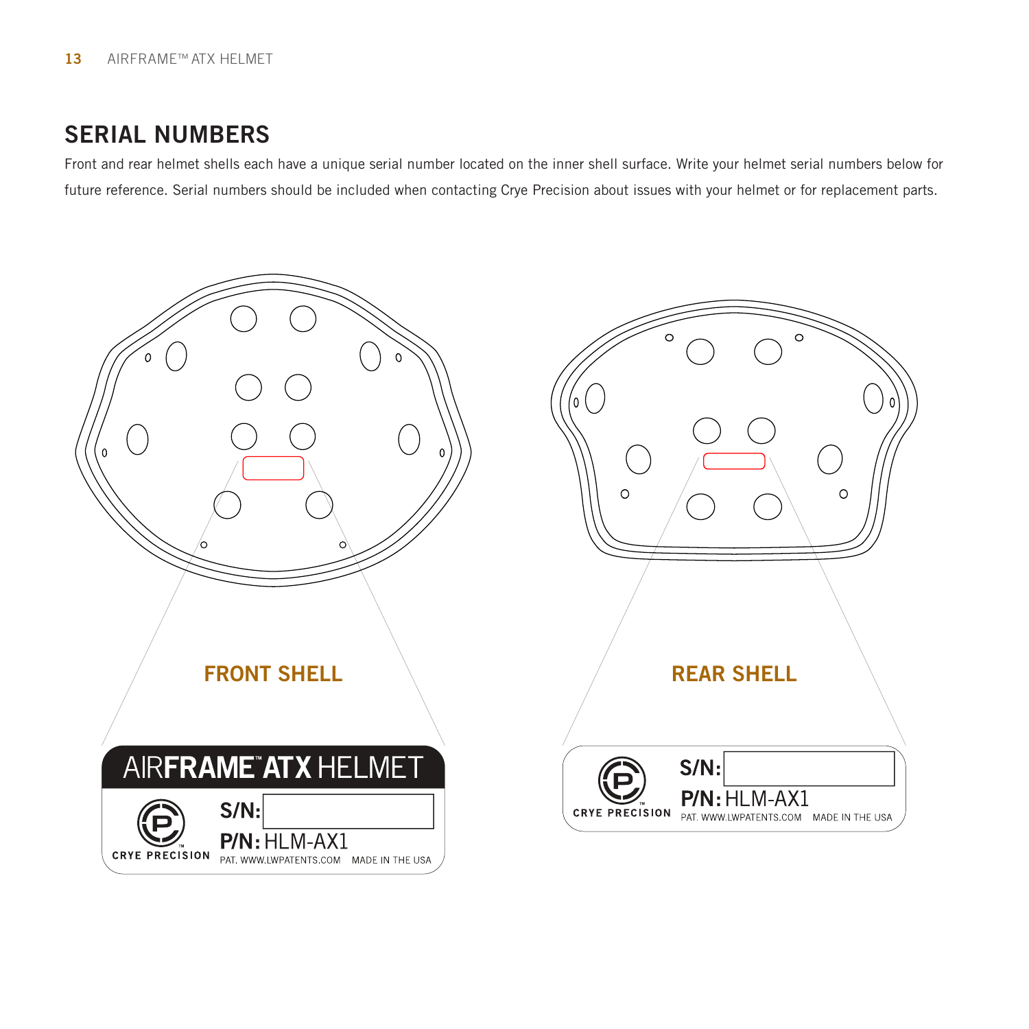## SERIAL NUMBERS

Front and rear helmet shells each have a unique serial number located on the inner shell surface. Write your helmet serial numbers below for future reference. Serial numbers should be included when contacting Crye Precision about issues with your helmet or for replacement parts.

**FRONT SHELL**

AIR**FRAME**™ **ATX** HELMET

CRYE PRECISION

**S/N:**

**P/N:** HLM-AX1

PAT. WWW.LWPATENTS.COM MADE IN THE USA

**REAR SHELL**

CRYE PRECISION

**S/N:**

**P/N:** HLM-AX1

PAT. WWW.LWPATENTS.COM MADE IN THE USA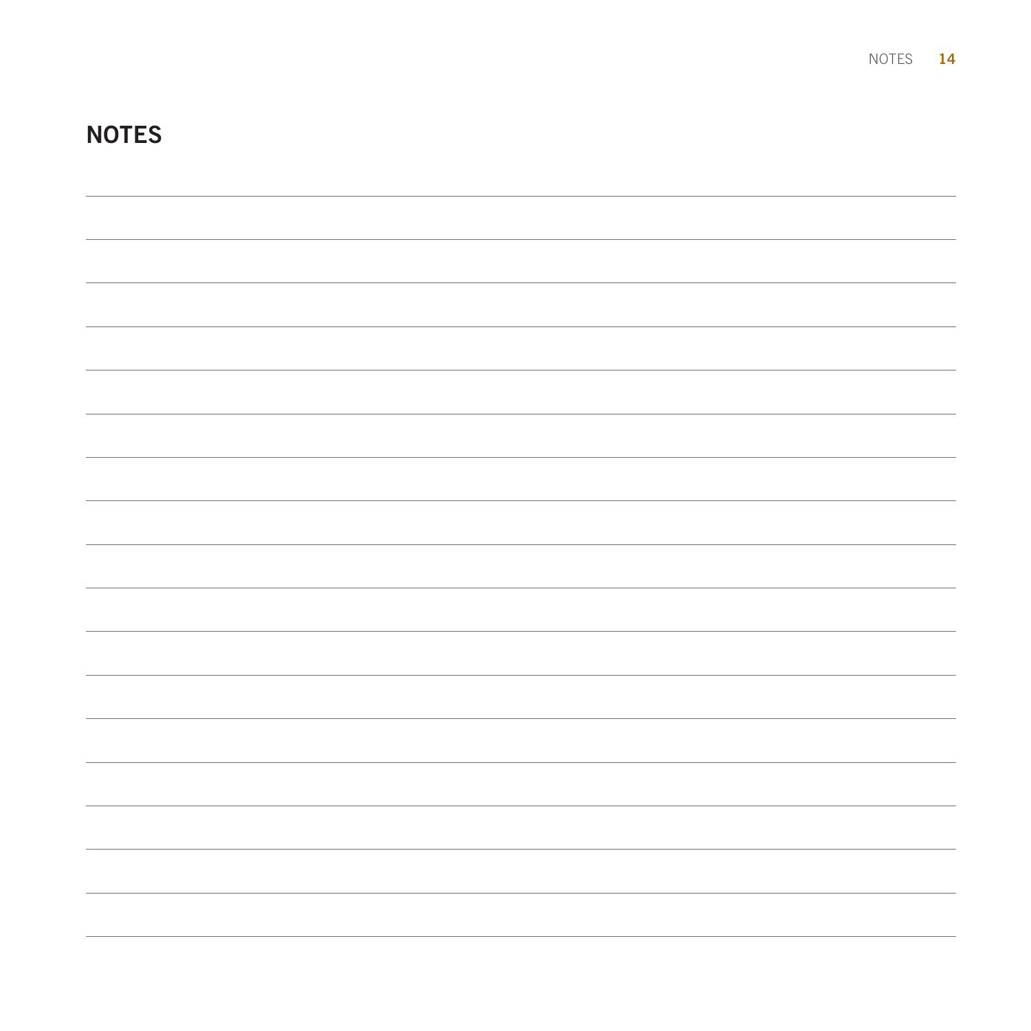# NOTES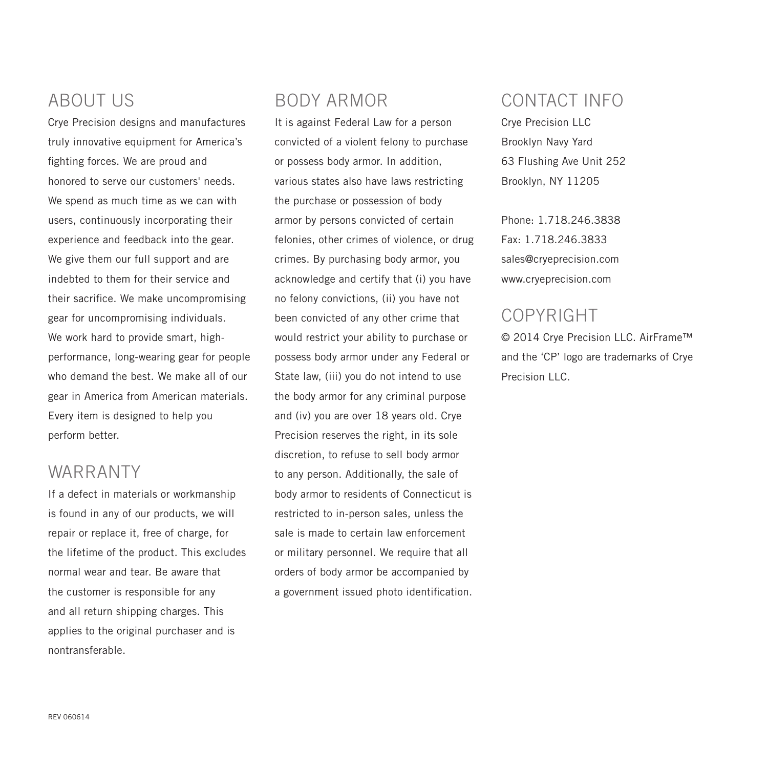## ABOUT US

Crye Precision designs and manufactures truly innovative equipment for America's fighting forces. We are proud and honored to serve our customers' needs. We spend as much time as we can with users, continuously incorporating their experience and feedback into the gear. We give them our full support and are indebted to them for their service and their sacrifice. We make uncompromising gear for uncompromising individuals. We work hard to provide smart, high-performance, long-wearing gear for people who demand the best. We make all of our gear in America from American materials. Every item is designed to help you perform better.

## WARRANTY

If a defect in materials or workmanship is found in any of our products, we will repair or replace it, free of charge, for the lifetime of the product. This excludes normal wear and tear. Be aware that the customer is responsible for any and all return shipping charges. This applies to the original purchaser and is nontransferable.

## BODY ARMOR

It is against Federal Law for a person convicted of a violent felony to purchase or possess body armor. In addition, various states also have laws restricting the purchase or possession of body armor by persons convicted of certain felonies, other crimes of violence, or drug crimes. By purchasing body armor, you acknowledge and certify that (i) you have no felony convictions, (ii) you have not been convicted of any other crime that would restrict your ability to purchase or possess body armor under any Federal or State law, (iii) you do not intend to use the body armor for any criminal purpose and (iv) you are over 18 years old. Crye Precision reserves the right, in its sole discretion, to refuse to sell body armor to any person. Additionally, the sale of body armor to residents of Connecticut is restricted to in-person sales, unless the sale is made to certain law enforcement or military personnel. We require that all orders of body armor be accompanied by a government issued photo identification.

## CONTACT INFO

Crye Precision LLC
Brooklyn Navy Yard
63 Flushing Ave Unit 252
Brooklyn, NY 11205

Phone: 1.718.246.3838
Fax: 1.718.246.3833
sales@cryeprecision.com
www.cryeprecision.com

## COPYRIGHT

© 2014 Crye Precision LLC. AirFrame™ and the 'CP' logo are trademarks of Crye Precision LLC.

REV 060614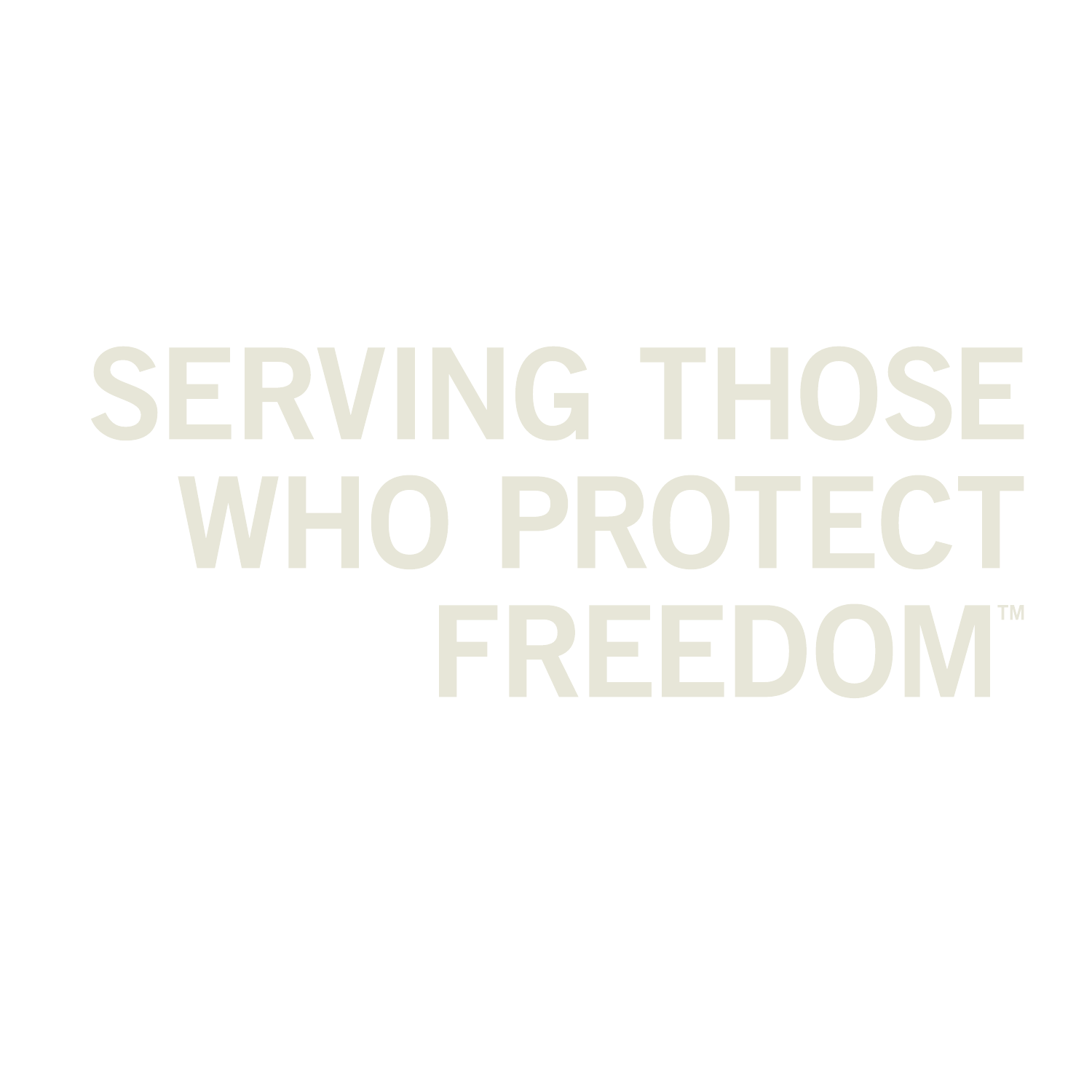SERVING THOSE WHO PROTECT FREEDOM™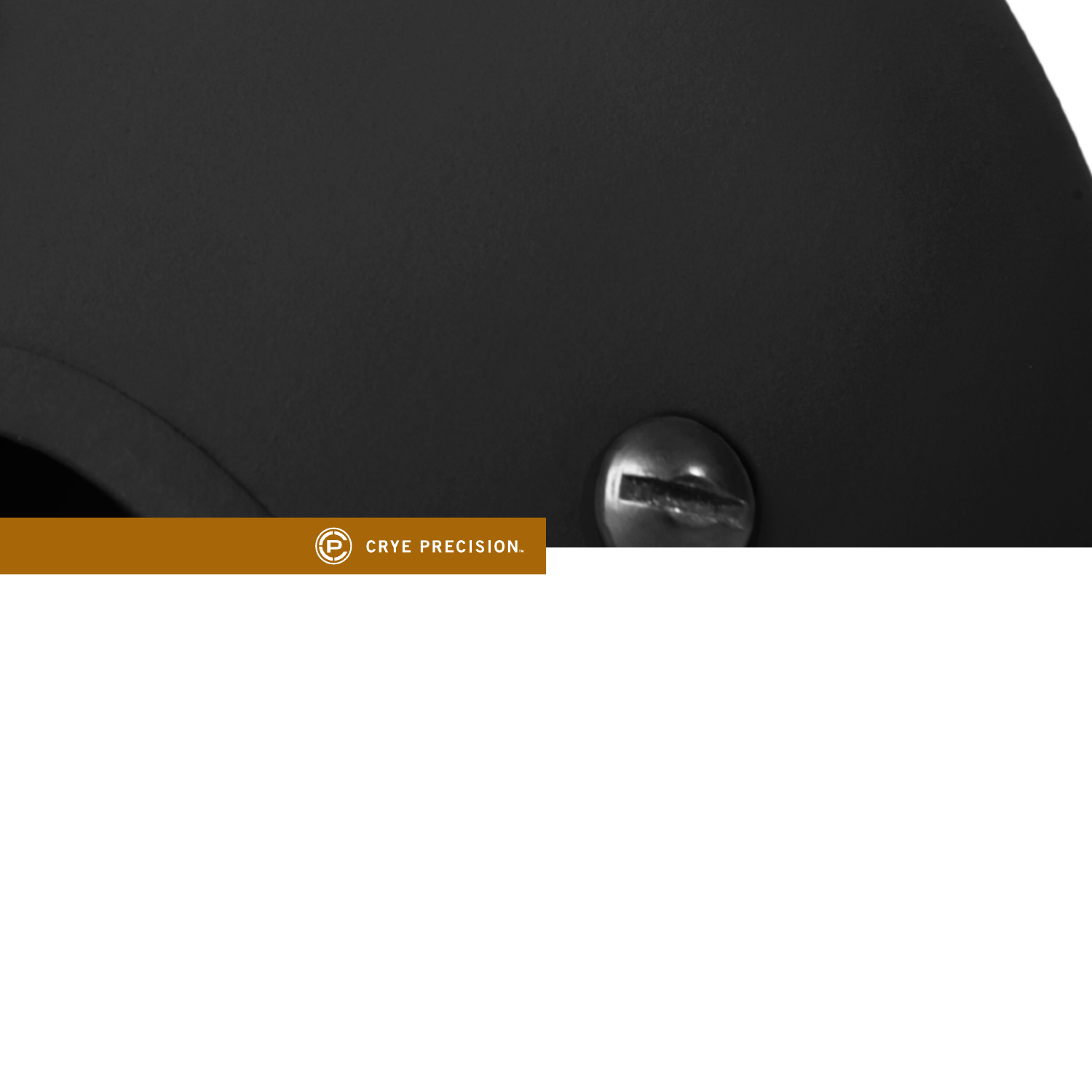CRYE PRECISION™